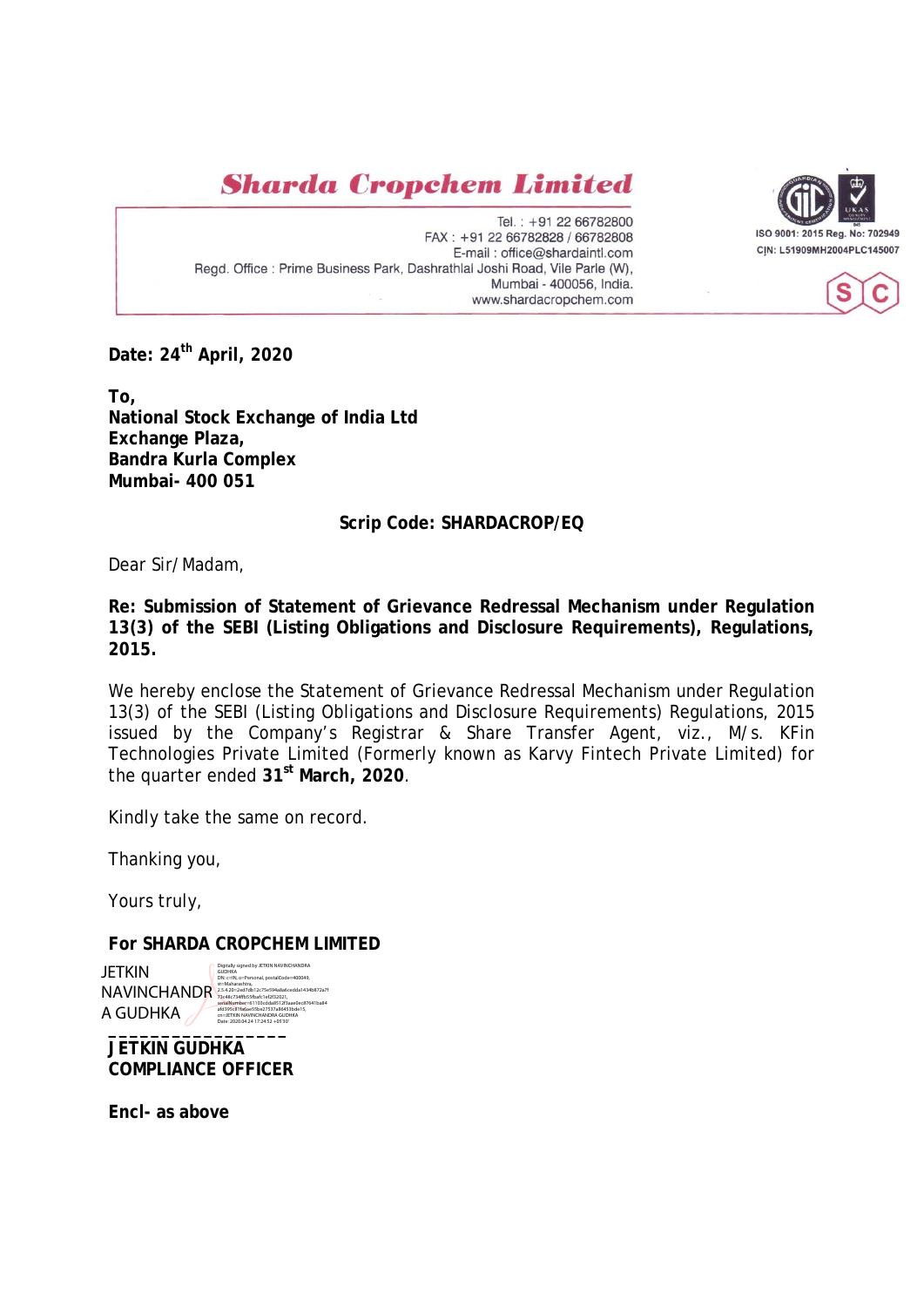# Sharda Cropchem Limited

Tel. : +91 22 66782800
FAX : +91 22 66782828 / 66782808
E-mail : office@shardaintl.com
Regd. Office : Prime Business Park, Dashrathlal Joshi Road, Vile Parle (W), Mumbai - 400056, India.
www.shardacropchem.com

ISO 9001: 2015 Reg. No: 702949
CIN: L51909MH2004PLC145007

**Date: 24th April, 2020**

**To,**
**National Stock Exchange of India Ltd**
**Exchange Plaza,**
**Bandra Kurla Complex**
**Mumbai- 400 051**

**Scrip Code: SHARDACROP/EQ**

Dear Sir/ Madam,

**Re: Submission of Statement of Grievance Redressal Mechanism under Regulation 13(3) of the SEBI (Listing Obligations and Disclosure Requirements), Regulations, 2015.**

We hereby enclose the Statement of Grievance Redressal Mechanism under Regulation 13(3) of the SEBI (Listing Obligations and Disclosure Requirements) Regulations, 2015 issued by the Company's Registrar & Share Transfer Agent, viz., M/s. KFin Technologies Private Limited (Formerly known as Karvy Fintech Private Limited) for the quarter ended **31st March, 2020**.

Kindly take the same on record.

Thanking you,

Yours truly,

**For SHARDA CROPCHEM LIMITED**

JETKIN NAVINCHANDRA GUDHKA
Digitally signed by JETKIN NAVINCHANDRA GUDHKA
Date: 2020.04.24 17:24:52 +05'30'

**JETKIN GUDHKA**
**COMPLIANCE OFFICER**

**Encl- as above**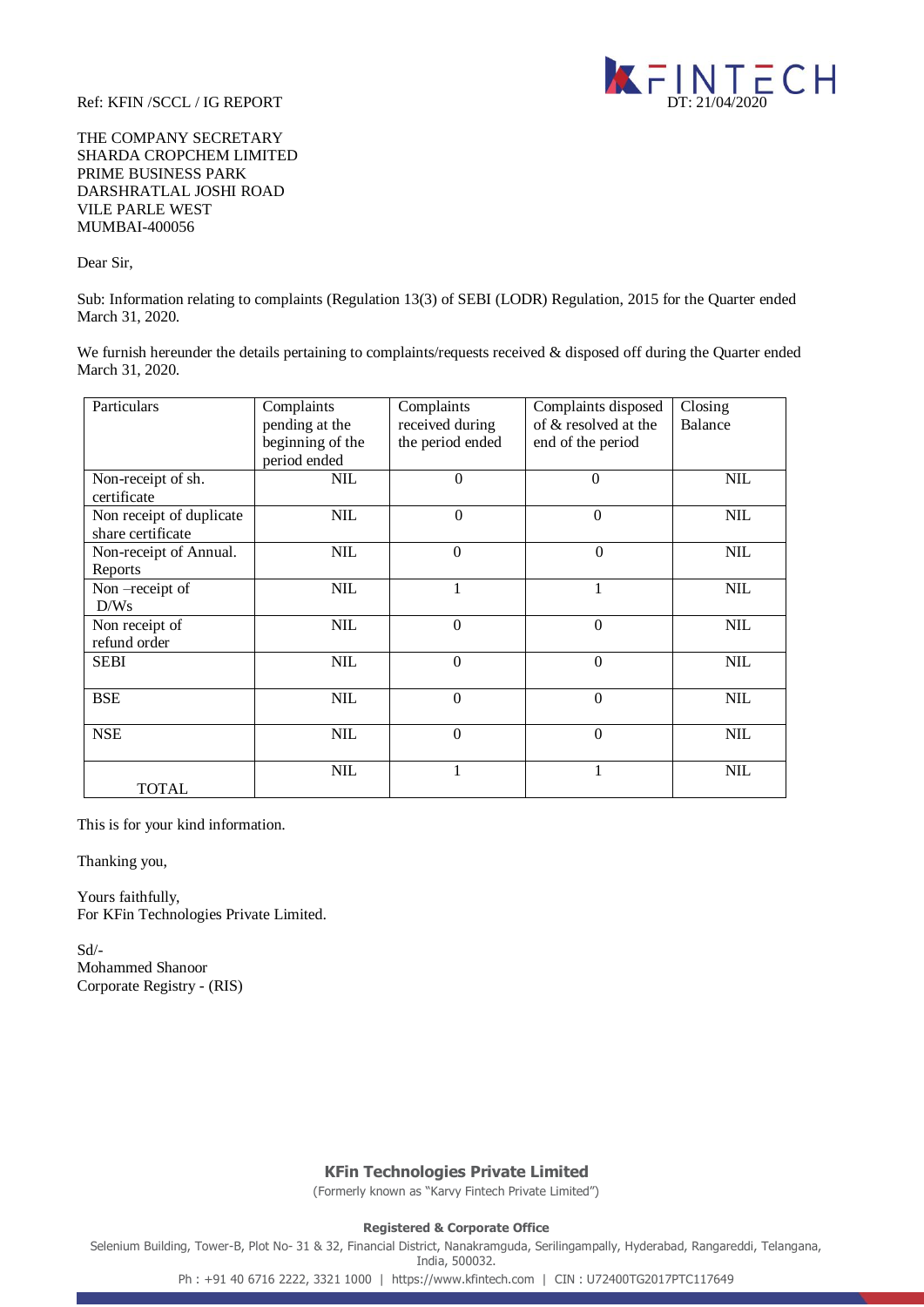Ref: KFIN /SCCL / IG REPORT

DT: 21/04/2020

THE COMPANY SECRETARY
SHARDA CROPCHEM LIMITED
PRIME BUSINESS PARK
DARSHRATLAL JOSHI ROAD
VILE PARLE WEST
MUMBAI-400056

Dear Sir,

Sub: Information relating to complaints (Regulation 13(3) of SEBI (LODR) Regulation, 2015 for the Quarter ended March 31, 2020.

We furnish hereunder the details pertaining to complaints/requests received & disposed off during the Quarter ended March 31, 2020.

| Particulars | Complaints pending at the beginning of the period ended | Complaints received during the period ended | Complaints disposed of & resolved at the end of the period | Closing Balance |
|---|---|---|---|---|
| Non-receipt of sh. certificate | NIL | 0 | 0 | NIL |
| Non receipt of duplicate share certificate | NIL | 0 | 0 | NIL |
| Non-receipt of Annual. Reports | NIL | 0 | 0 | NIL |
| Non –receipt of D/Ws | NIL | 1 | 1 | NIL |
| Non receipt of refund order | NIL | 0 | 0 | NIL |
| SEBI | NIL | 0 | 0 | NIL |
| BSE | NIL | 0 | 0 | NIL |
| NSE | NIL | 0 | 0 | NIL |
| TOTAL | NIL | 1 | 1 | NIL |

This is for your kind information.

Thanking you,

Yours faithfully,
For KFin Technologies Private Limited.

Sd/-
Mohammed Shanoor
Corporate Registry - (RIS)

**KFin Technologies Private Limited**
(Formerly known as "Karvy Fintech Private Limited")

**Registered & Corporate Office**
Selenium Building, Tower-B, Plot No- 31 & 32, Financial District, Nanakramguda, Serilingampally, Hyderabad, Rangareddi, Telangana, India, 500032.
Ph : +91 40 6716 2222, 3321 1000 | https://www.kfintech.com | CIN : U72400TG2017PTC117649